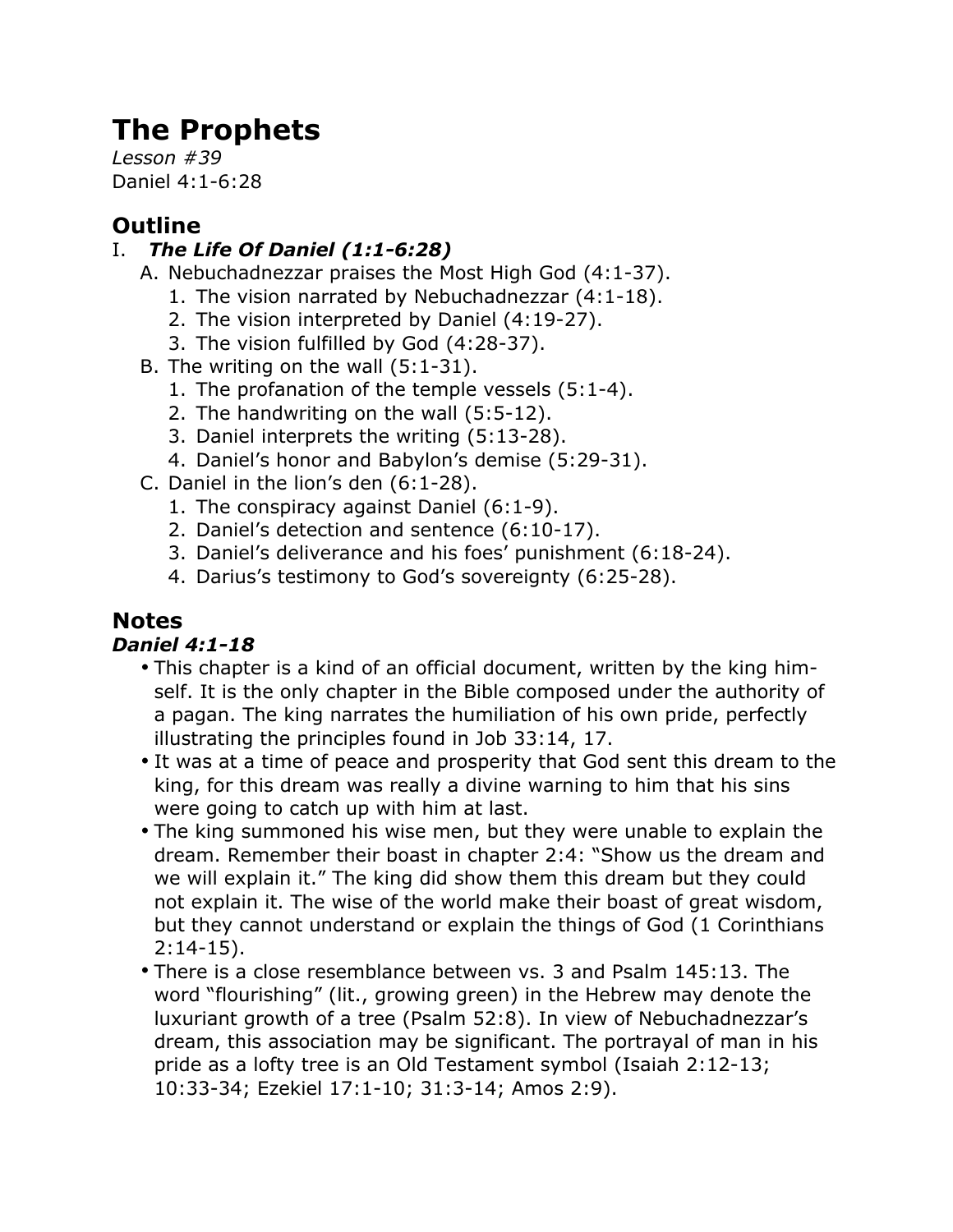# The Prophets

*Lesson #39*
Daniel 4:1-6:28

## Outline

I. ***The Life Of Daniel (1:1-6:28)***
   - A. Nebuchadnezzar praises the Most High God (4:1-37).
     1. The vision narrated by Nebuchadnezzar (4:1-18).
     2. The vision interpreted by Daniel (4:19-27).
     3. The vision fulfilled by God (4:28-37).
   - B. The writing on the wall (5:1-31).
     1. The profanation of the temple vessels (5:1-4).
     2. The handwriting on the wall (5:5-12).
     3. Daniel interprets the writing (5:13-28).
     4. Daniel's honor and Babylon's demise (5:29-31).
   - C. Daniel in the lion's den (6:1-28).
     1. The conspiracy against Daniel (6:1-9).
     2. Daniel's detection and sentence (6:10-17).
     3. Daniel's deliverance and his foes' punishment (6:18-24).
     4. Darius's testimony to God's sovereignty (6:25-28).

## Notes

### *Daniel 4:1-18*

- This chapter is a kind of an official document, written by the king himself. It is the only chapter in the Bible composed under the authority of a pagan. The king narrates the humiliation of his own pride, perfectly illustrating the principles found in Job 33:14, 17.
- It was at a time of peace and prosperity that God sent this dream to the king, for this dream was really a divine warning to him that his sins were going to catch up with him at last.
- The king summoned his wise men, but they were unable to explain the dream. Remember their boast in chapter 2:4: "Show us the dream and we will explain it." The king did show them this dream but they could not explain it. The wise of the world make their boast of great wisdom, but they cannot understand or explain the things of God (1 Corinthians 2:14-15).
- There is a close resemblance between vs. 3 and Psalm 145:13. The word "flourishing" (lit., growing green) in the Hebrew may denote the luxuriant growth of a tree (Psalm 52:8). In view of Nebuchadnezzar's dream, this association may be significant. The portrayal of man in his pride as a lofty tree is an Old Testament symbol (Isaiah 2:12-13; 10:33-34; Ezekiel 17:1-10; 31:3-14; Amos 2:9).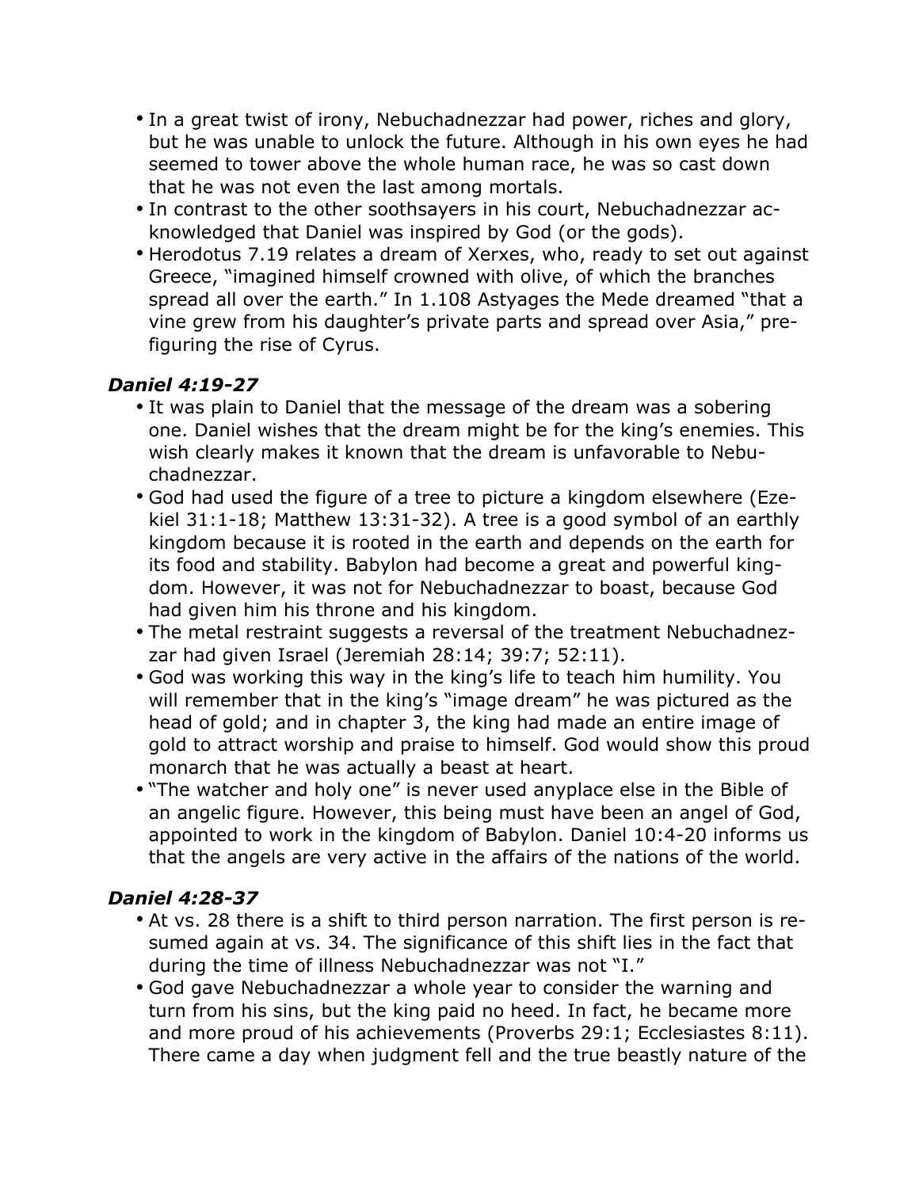- In a great twist of irony, Nebuchadnezzar had power, riches and glory, but he was unable to unlock the future. Although in his own eyes he had seemed to tower above the whole human race, he was so cast down that he was not even the last among mortals.
- In contrast to the other soothsayers in his court, Nebuchadnezzar acknowledged that Daniel was inspired by God (or the gods).
- Herodotus 7.19 relates a dream of Xerxes, who, ready to set out against Greece, "imagined himself crowned with olive, of which the branches spread all over the earth." In 1.108 Astyages the Mede dreamed "that a vine grew from his daughter's private parts and spread over Asia," prefiguring the rise of Cyrus.

### *Daniel 4:19-27*

- It was plain to Daniel that the message of the dream was a sobering one. Daniel wishes that the dream might be for the king's enemies. This wish clearly makes it known that the dream is unfavorable to Nebuchadnezzar.
- God had used the figure of a tree to picture a kingdom elsewhere (Ezekiel 31:1-18; Matthew 13:31-32). A tree is a good symbol of an earthly kingdom because it is rooted in the earth and depends on the earth for its food and stability. Babylon had become a great and powerful kingdom. However, it was not for Nebuchadnezzar to boast, because God had given him his throne and his kingdom.
- The metal restraint suggests a reversal of the treatment Nebuchadnezzar had given Israel (Jeremiah 28:14; 39:7; 52:11).
- God was working this way in the king's life to teach him humility. You will remember that in the king's "image dream" he was pictured as the head of gold; and in chapter 3, the king had made an entire image of gold to attract worship and praise to himself. God would show this proud monarch that he was actually a beast at heart.
- "The watcher and holy one" is never used anyplace else in the Bible of an angelic figure. However, this being must have been an angel of God, appointed to work in the kingdom of Babylon. Daniel 10:4-20 informs us that the angels are very active in the affairs of the nations of the world.

### *Daniel 4:28-37*

- At vs. 28 there is a shift to third person narration. The first person is resumed again at vs. 34. The significance of this shift lies in the fact that during the time of illness Nebuchadnezzar was not "I."
- God gave Nebuchadnezzar a whole year to consider the warning and turn from his sins, but the king paid no heed. In fact, he became more and more proud of his achievements (Proverbs 29:1; Ecclesiastes 8:11). There came a day when judgment fell and the true beastly nature of the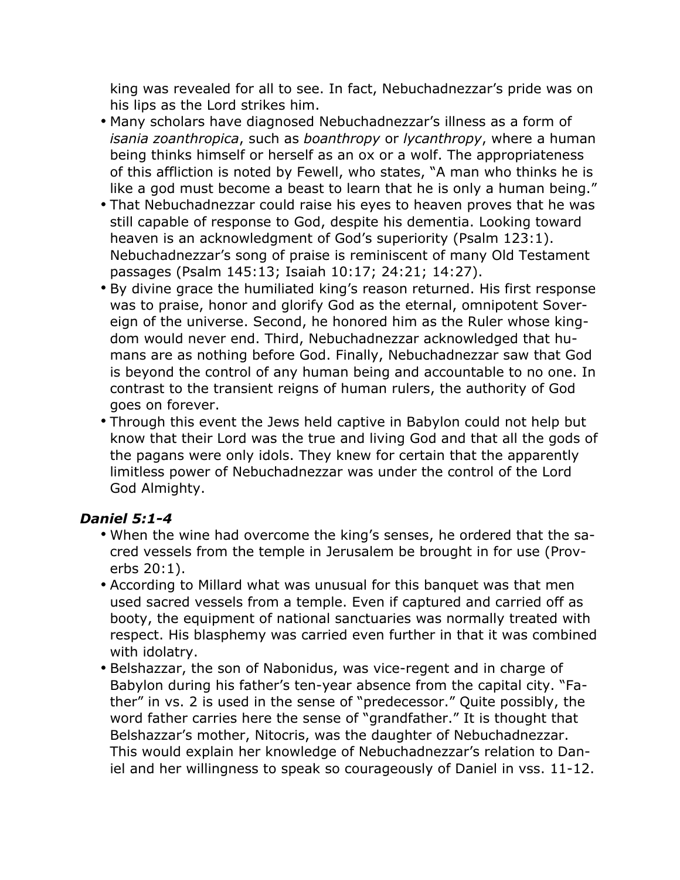king was revealed for all to see. In fact, Nebuchadnezzar's pride was on his lips as the Lord strikes him.

- Many scholars have diagnosed Nebuchadnezzar's illness as a form of *isania zoanthropica*, such as *boanthropy* or *lycanthropy*, where a human being thinks himself or herself as an ox or a wolf. The appropriateness of this affliction is noted by Fewell, who states, "A man who thinks he is like a god must become a beast to learn that he is only a human being."
- That Nebuchadnezzar could raise his eyes to heaven proves that he was still capable of response to God, despite his dementia. Looking toward heaven is an acknowledgment of God's superiority (Psalm 123:1). Nebuchadnezzar's song of praise is reminiscent of many Old Testament passages (Psalm 145:13; Isaiah 10:17; 24:21; 14:27).
- By divine grace the humiliated king's reason returned. His first response was to praise, honor and glorify God as the eternal, omnipotent Sovereign of the universe. Second, he honored him as the Ruler whose kingdom would never end. Third, Nebuchadnezzar acknowledged that humans are as nothing before God. Finally, Nebuchadnezzar saw that God is beyond the control of any human being and accountable to no one. In contrast to the transient reigns of human rulers, the authority of God goes on forever.
- Through this event the Jews held captive in Babylon could not help but know that their Lord was the true and living God and that all the gods of the pagans were only idols. They knew for certain that the apparently limitless power of Nebuchadnezzar was under the control of the Lord God Almighty.

### *Daniel 5:1-4*

- When the wine had overcome the king's senses, he ordered that the sacred vessels from the temple in Jerusalem be brought in for use (Proverbs 20:1).
- According to Millard what was unusual for this banquet was that men used sacred vessels from a temple. Even if captured and carried off as booty, the equipment of national sanctuaries was normally treated with respect. His blasphemy was carried even further in that it was combined with idolatry.
- Belshazzar, the son of Nabonidus, was vice-regent and in charge of Babylon during his father's ten-year absence from the capital city. "Father" in vs. 2 is used in the sense of "predecessor." Quite possibly, the word father carries here the sense of "grandfather." It is thought that Belshazzar's mother, Nitocris, was the daughter of Nebuchadnezzar. This would explain her knowledge of Nebuchadnezzar's relation to Daniel and her willingness to speak so courageously of Daniel in vss. 11-12.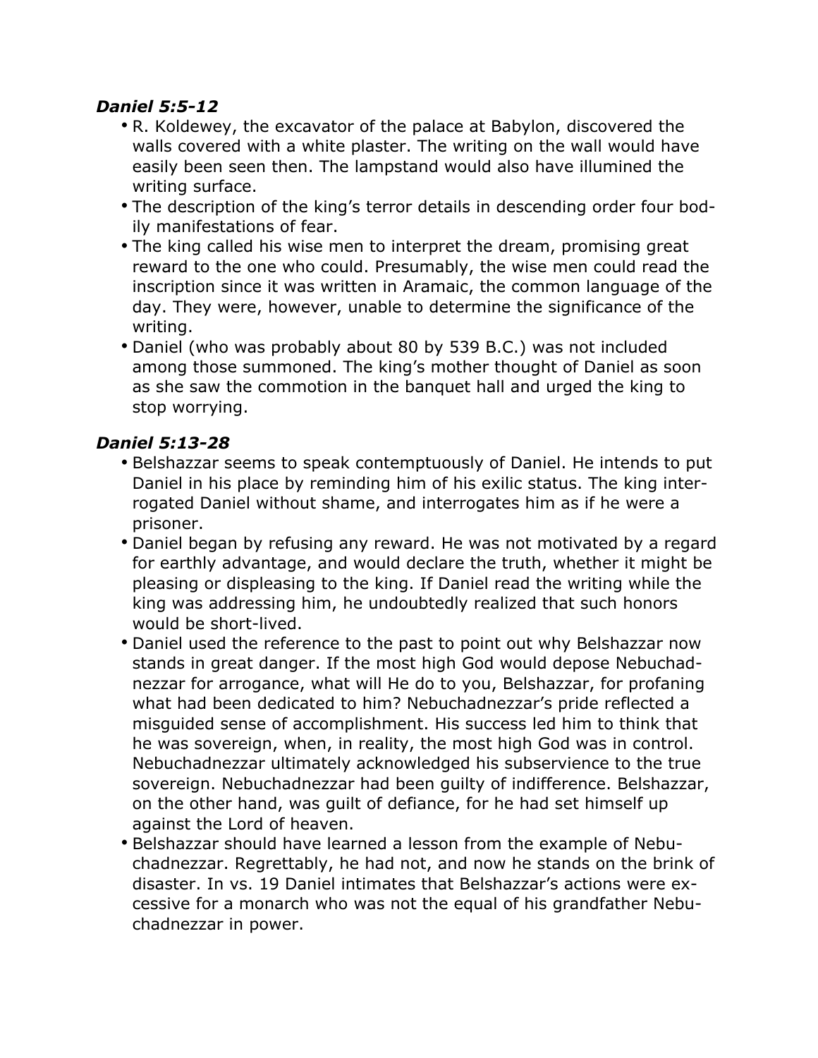***Daniel 5:5-12***

- R. Koldewey, the excavator of the palace at Babylon, discovered the walls covered with a white plaster. The writing on the wall would have easily been seen then. The lampstand would also have illumined the writing surface.
- The description of the king's terror details in descending order four bodily manifestations of fear.
- The king called his wise men to interpret the dream, promising great reward to the one who could. Presumably, the wise men could read the inscription since it was written in Aramaic, the common language of the day. They were, however, unable to determine the significance of the writing.
- Daniel (who was probably about 80 by 539 B.C.) was not included among those summoned. The king's mother thought of Daniel as soon as she saw the commotion in the banquet hall and urged the king to stop worrying.

***Daniel 5:13-28***

- Belshazzar seems to speak contemptuously of Daniel. He intends to put Daniel in his place by reminding him of his exilic status. The king interrogated Daniel without shame, and interrogates him as if he were a prisoner.
- Daniel began by refusing any reward. He was not motivated by a regard for earthly advantage, and would declare the truth, whether it might be pleasing or displeasing to the king. If Daniel read the writing while the king was addressing him, he undoubtedly realized that such honors would be short-lived.
- Daniel used the reference to the past to point out why Belshazzar now stands in great danger. If the most high God would depose Nebuchadnezzar for arrogance, what will He do to you, Belshazzar, for profaning what had been dedicated to him? Nebuchadnezzar's pride reflected a misguided sense of accomplishment. His success led him to think that he was sovereign, when, in reality, the most high God was in control. Nebuchadnezzar ultimately acknowledged his subservience to the true sovereign. Nebuchadnezzar had been guilty of indifference. Belshazzar, on the other hand, was guilt of defiance, for he had set himself up against the Lord of heaven.
- Belshazzar should have learned a lesson from the example of Nebuchadnezzar. Regrettably, he had not, and now he stands on the brink of disaster. In vs. 19 Daniel intimates that Belshazzar's actions were excessive for a monarch who was not the equal of his grandfather Nebuchadnezzar in power.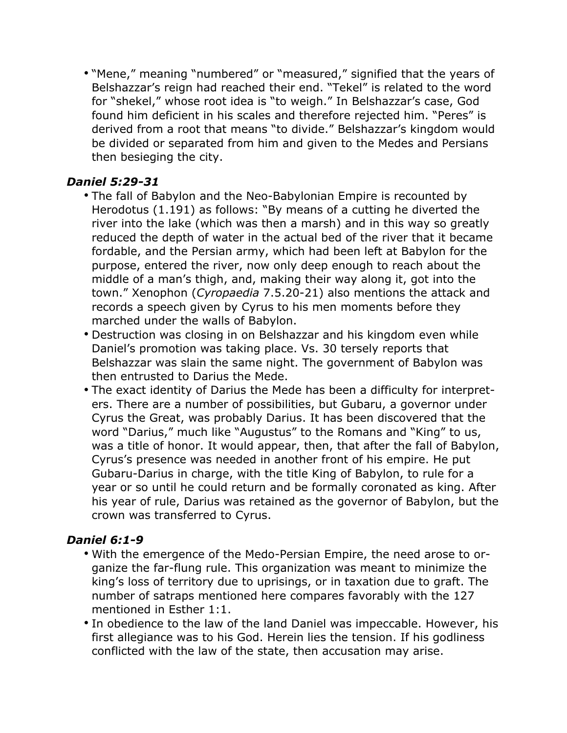- "Mene," meaning "numbered" or "measured," signified that the years of Belshazzar's reign had reached their end. "Tekel" is related to the word for "shekel," whose root idea is "to weigh." In Belshazzar's case, God found him deficient in his scales and therefore rejected him. "Peres" is derived from a root that means "to divide." Belshazzar's kingdom would be divided or separated from him and given to the Medes and Persians then besieging the city.

### *Daniel 5:29-31*

- The fall of Babylon and the Neo-Babylonian Empire is recounted by Herodotus (1.191) as follows: "By means of a cutting he diverted the river into the lake (which was then a marsh) and in this way so greatly reduced the depth of water in the actual bed of the river that it became fordable, and the Persian army, which had been left at Babylon for the purpose, entered the river, now only deep enough to reach about the middle of a man's thigh, and, making their way along it, got into the town." Xenophon (*Cyropaedia* 7.5.20-21) also mentions the attack and records a speech given by Cyrus to his men moments before they marched under the walls of Babylon.
- Destruction was closing in on Belshazzar and his kingdom even while Daniel's promotion was taking place. Vs. 30 tersely reports that Belshazzar was slain the same night. The government of Babylon was then entrusted to Darius the Mede.
- The exact identity of Darius the Mede has been a difficulty for interpreters. There are a number of possibilities, but Gubaru, a governor under Cyrus the Great, was probably Darius. It has been discovered that the word "Darius," much like "Augustus" to the Romans and "King" to us, was a title of honor. It would appear, then, that after the fall of Babylon, Cyrus's presence was needed in another front of his empire. He put Gubaru-Darius in charge, with the title King of Babylon, to rule for a year or so until he could return and be formally coronated as king. After his year of rule, Darius was retained as the governor of Babylon, but the crown was transferred to Cyrus.

### *Daniel 6:1-9*

- With the emergence of the Medo-Persian Empire, the need arose to organize the far-flung rule. This organization was meant to minimize the king's loss of territory due to uprisings, or in taxation due to graft. The number of satraps mentioned here compares favorably with the 127 mentioned in Esther 1:1.
- In obedience to the law of the land Daniel was impeccable. However, his first allegiance was to his God. Herein lies the tension. If his godliness conflicted with the law of the state, then accusation may arise.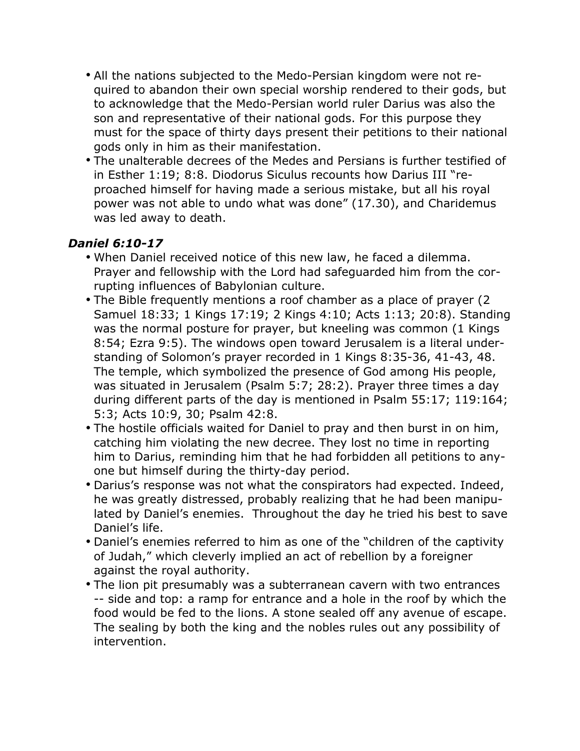- All the nations subjected to the Medo-Persian kingdom were not required to abandon their own special worship rendered to their gods, but to acknowledge that the Medo-Persian world ruler Darius was also the son and representative of their national gods. For this purpose they must for the space of thirty days present their petitions to their national gods only in him as their manifestation.
- The unalterable decrees of the Medes and Persians is further testified of in Esther 1:19; 8:8. Diodorus Siculus recounts how Darius III "reproached himself for having made a serious mistake, but all his royal power was not able to undo what was done" (17.30), and Charidemus was led away to death.

### *Daniel 6:10-17*

- When Daniel received notice of this new law, he faced a dilemma. Prayer and fellowship with the Lord had safeguarded him from the corrupting influences of Babylonian culture.
- The Bible frequently mentions a roof chamber as a place of prayer (2 Samuel 18:33; 1 Kings 17:19; 2 Kings 4:10; Acts 1:13; 20:8). Standing was the normal posture for prayer, but kneeling was common (1 Kings 8:54; Ezra 9:5). The windows open toward Jerusalem is a literal understanding of Solomon's prayer recorded in 1 Kings 8:35-36, 41-43, 48. The temple, which symbolized the presence of God among His people, was situated in Jerusalem (Psalm 5:7; 28:2). Prayer three times a day during different parts of the day is mentioned in Psalm 55:17; 119:164; 5:3; Acts 10:9, 30; Psalm 42:8.
- The hostile officials waited for Daniel to pray and then burst in on him, catching him violating the new decree. They lost no time in reporting him to Darius, reminding him that he had forbidden all petitions to anyone but himself during the thirty-day period.
- Darius's response was not what the conspirators had expected. Indeed, he was greatly distressed, probably realizing that he had been manipulated by Daniel's enemies. Throughout the day he tried his best to save Daniel's life.
- Daniel's enemies referred to him as one of the "children of the captivity of Judah," which cleverly implied an act of rebellion by a foreigner against the royal authority.
- The lion pit presumably was a subterranean cavern with two entrances -- side and top: a ramp for entrance and a hole in the roof by which the food would be fed to the lions. A stone sealed off any avenue of escape. The sealing by both the king and the nobles rules out any possibility of intervention.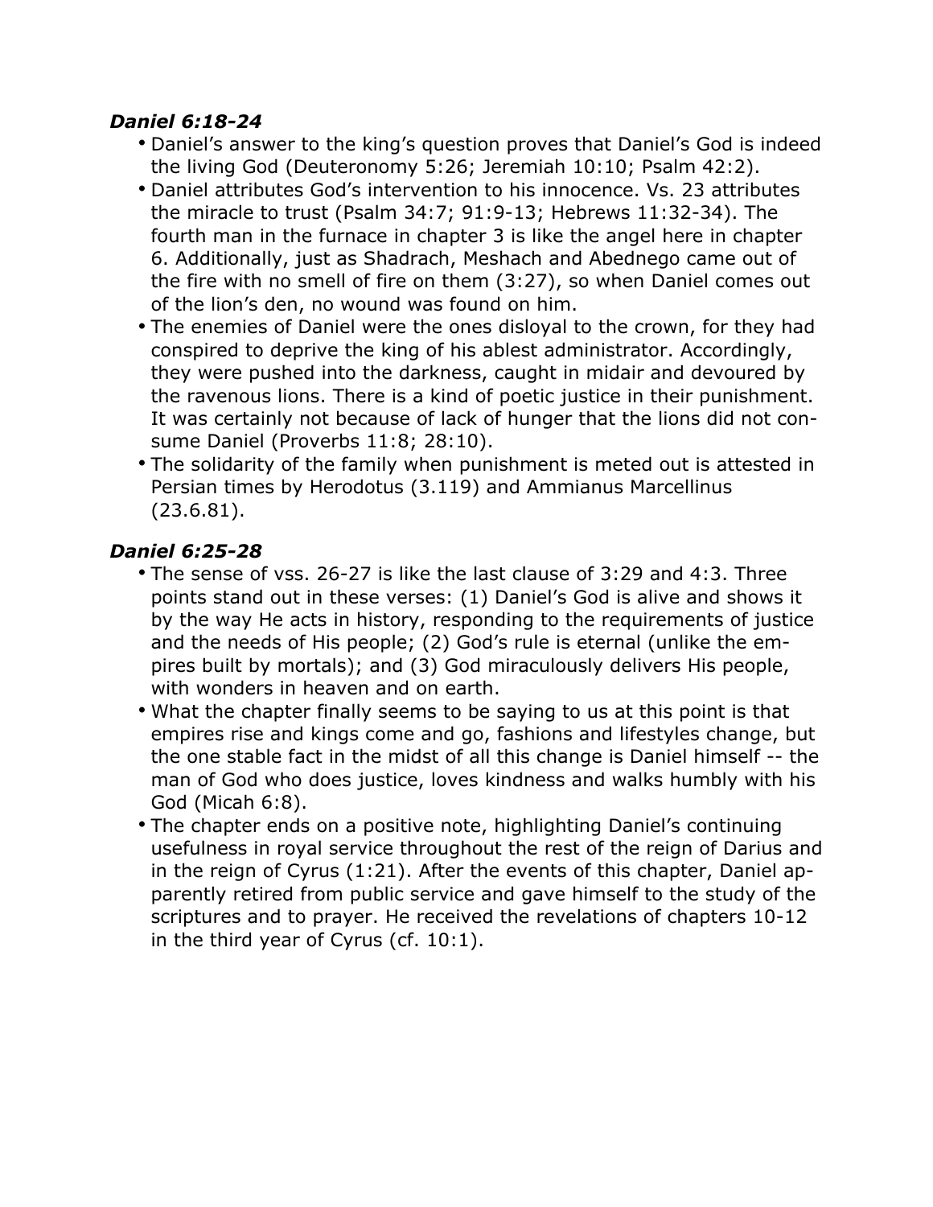***Daniel 6:18-24***

- Daniel's answer to the king's question proves that Daniel's God is indeed the living God (Deuteronomy 5:26; Jeremiah 10:10; Psalm 42:2).
- Daniel attributes God's intervention to his innocence. Vs. 23 attributes the miracle to trust (Psalm 34:7; 91:9-13; Hebrews 11:32-34). The fourth man in the furnace in chapter 3 is like the angel here in chapter 6. Additionally, just as Shadrach, Meshach and Abednego came out of the fire with no smell of fire on them (3:27), so when Daniel comes out of the lion's den, no wound was found on him.
- The enemies of Daniel were the ones disloyal to the crown, for they had conspired to deprive the king of his ablest administrator. Accordingly, they were pushed into the darkness, caught in midair and devoured by the ravenous lions. There is a kind of poetic justice in their punishment. It was certainly not because of lack of hunger that the lions did not consume Daniel (Proverbs 11:8; 28:10).
- The solidarity of the family when punishment is meted out is attested in Persian times by Herodotus (3.119) and Ammianus Marcellinus (23.6.81).

***Daniel 6:25-28***

- The sense of vss. 26-27 is like the last clause of 3:29 and 4:3. Three points stand out in these verses: (1) Daniel's God is alive and shows it by the way He acts in history, responding to the requirements of justice and the needs of His people; (2) God's rule is eternal (unlike the empires built by mortals); and (3) God miraculously delivers His people, with wonders in heaven and on earth.
- What the chapter finally seems to be saying to us at this point is that empires rise and kings come and go, fashions and lifestyles change, but the one stable fact in the midst of all this change is Daniel himself -- the man of God who does justice, loves kindness and walks humbly with his God (Micah 6:8).
- The chapter ends on a positive note, highlighting Daniel's continuing usefulness in royal service throughout the rest of the reign of Darius and in the reign of Cyrus (1:21). After the events of this chapter, Daniel apparently retired from public service and gave himself to the study of the scriptures and to prayer. He received the revelations of chapters 10-12 in the third year of Cyrus (cf. 10:1).